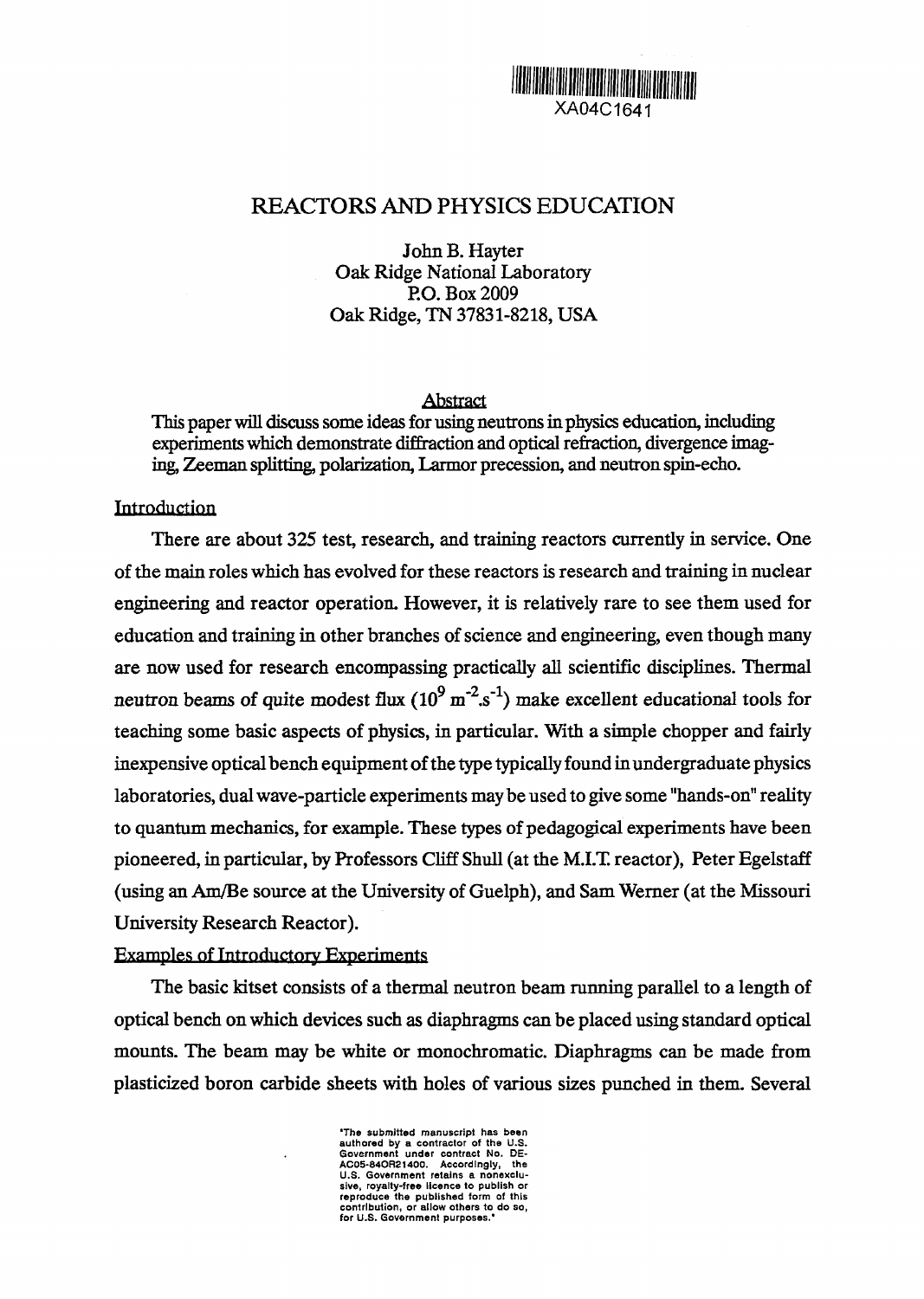XA04C1641

# REACTORS AND PHYSICS EDUCATION

John B. Hayter
Oak Ridge National Laboratory
P.O. Box 2009
Oak Ridge, TN 37831-8218, USA

## Abstract

This paper will discuss some ideas for using neutrons in physics education, including experiments which demonstrate diffraction and optical refraction, divergence imaging, Zeeman splitting, polarization, Larmor precession, and neutron spin-echo.

## Introduction

There are about 325 test, research, and training reactors currently in service. One of the main roles which has evolved for these reactors is research and training in nuclear engineering and reactor operation. However, it is relatively rare to see them used for education and training in other branches of science and engineering, even though many are now used for research encompassing practically all scientific disciplines. Thermal neutron beams of quite modest flux ($10^9$ $m^{-2}.s^{-1}$) make excellent educational tools for teaching some basic aspects of physics, in particular. With a simple chopper and fairly inexpensive optical bench equipment of the type typically found in undergraduate physics laboratories, dual wave-particle experiments may be used to give some "hands-on" reality to quantum mechanics, for example. These types of pedagogical experiments have been pioneered, in particular, by Professors Cliff Shull (at the M.I.T. reactor), Peter Egelstaff (using an Am/Be source at the University of Guelph), and Sam Werner (at the Missouri University Research Reactor).

## Examples of Introductory Experiments

The basic kitset consists of a thermal neutron beam running parallel to a length of optical bench on which devices such as diaphragms can be placed using standard optical mounts. The beam may be white or monochromatic. Diaphragms can be made from plasticized boron carbide sheets with holes of various sizes punched in them. Several

"The submitted manuscript has been authored by a contractor of the U.S. Government under contract No. DE-AC05-84OR21400. Accordingly, the U.S. Government retains a nonexclusive, royalty-free licence to publish or reproduce the published form of this contribution, or allow others to do so, for U.S. Government purposes."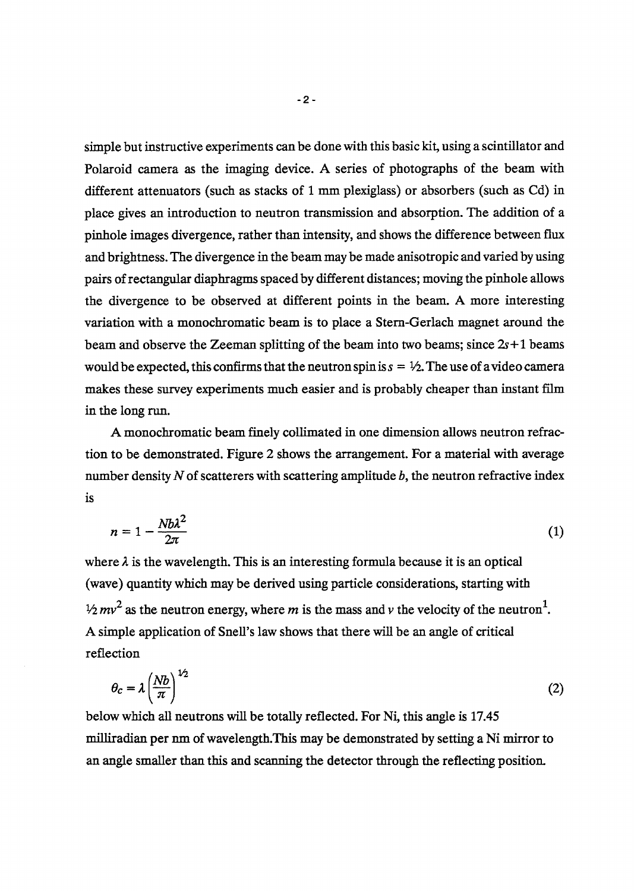simple but instructive experiments can be done with this basic kit, using a scintillator and Polaroid camera as the imaging device. A series of photographs of the beam with different attenuators (such as stacks of 1 mm plexiglass) or absorbers (such as Cd) in place gives an introduction to neutron transmission and absorption. The addition of a pinhole images divergence, rather than intensity, and shows the difference between flux and brightness. The divergence in the beam may be made anisotropic and varied by using pairs of rectangular diaphragms spaced by different distances; moving the pinhole allows the divergence to be observed at different points in the beam. A more interesting variation with a monochromatic beam is to place a Stern-Gerlach magnet around the beam and observe the Zeeman splitting of the beam into two beams; since $2s+1$ beams would be expected, this confirms that the neutron spin is $s = ½$. The use of a video camera makes these survey experiments much easier and is probably cheaper than instant film in the long run.

A monochromatic beam finely collimated in one dimension allows neutron refraction to be demonstrated. Figure 2 shows the arrangement. For a material with average number density $N$ of scatterers with scattering amplitude $b$, the neutron refractive index is

$$n = 1 - \frac{Nb\lambda^2}{2\pi} \tag{1}$$

where $\lambda$ is the wavelength. This is an interesting formula because it is an optical (wave) quantity which may be derived using particle considerations, starting with $½ mv^2$ as the neutron energy, where $m$ is the mass and $v$ the velocity of the neutron[1]. A simple application of Snell's law shows that there will be an angle of critical reflection

$$\theta_C = \lambda \left( \frac{Nb}{\pi} \right)^{½} \tag{2}$$

below which all neutrons will be totally reflected. For Ni, this angle is 17.45 milliradian per nm of wavelength.This may be demonstrated by setting a Ni mirror to an angle smaller than this and scanning the detector through the reflecting position.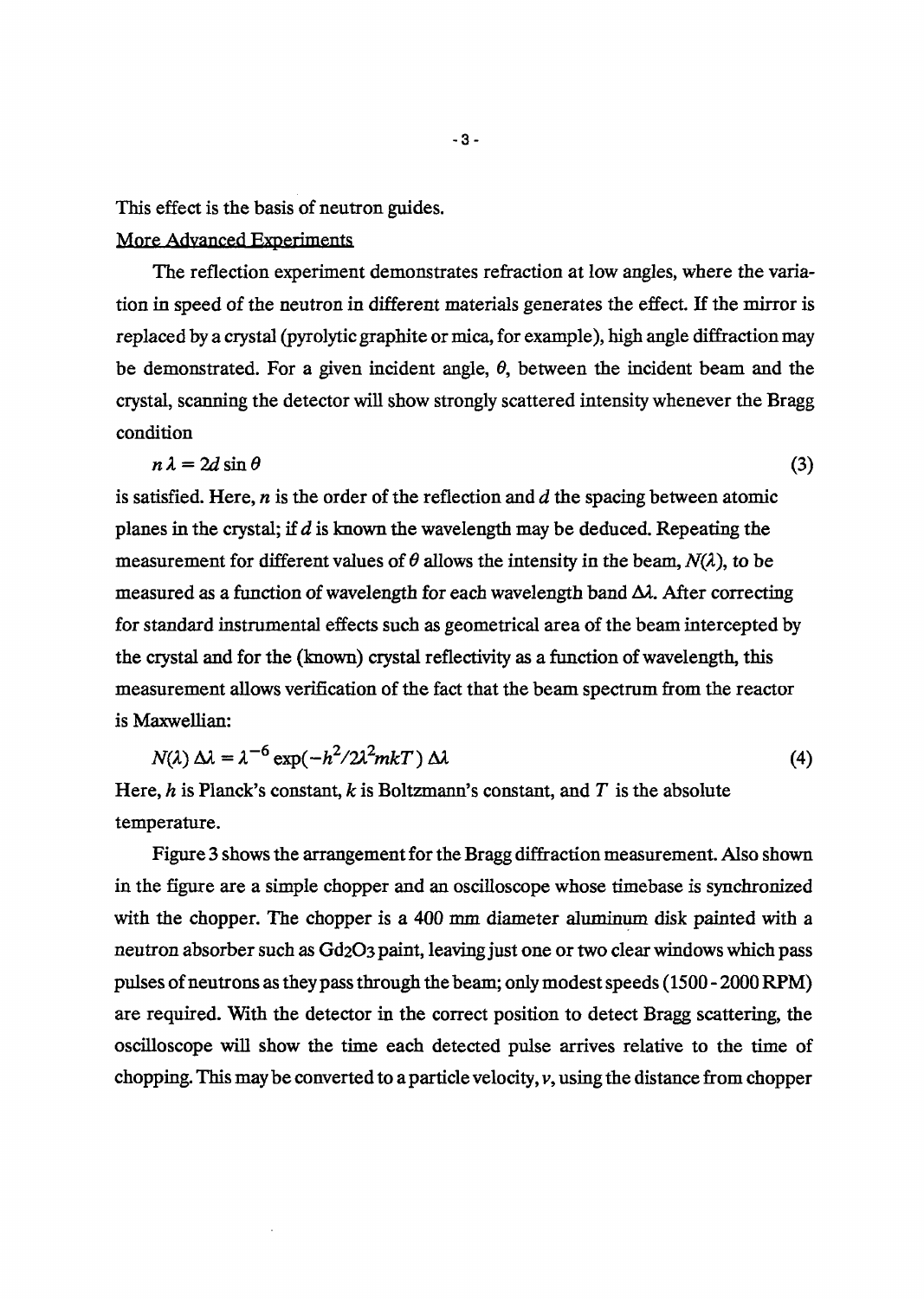This effect is the basis of neutron guides.

More Advanced Experiments

The reflection experiment demonstrates refraction at low angles, where the variation in speed of the neutron in different materials generates the effect. If the mirror is replaced by a crystal (pyrolytic graphite or mica, for example), high angle diffraction may be demonstrated. For a given incident angle, $\theta$, between the incident beam and the crystal, scanning the detector will show strongly scattered intensity whenever the Bragg condition

$$n\lambda = 2d \sin \theta \tag{3}$$

is satisfied. Here, $n$ is the order of the reflection and $d$ the spacing between atomic planes in the crystal; if $d$ is known the wavelength may be deduced. Repeating the measurement for different values of $\theta$ allows the intensity in the beam, $N(\lambda)$, to be measured as a function of wavelength for each wavelength band $\Delta\lambda$. After correcting for standard instrumental effects such as geometrical area of the beam intercepted by the crystal and for the (known) crystal reflectivity as a function of wavelength, this measurement allows verification of the fact that the beam spectrum from the reactor is Maxwellian:

$$N(\lambda)\,\Delta\lambda = \lambda^{-6} \exp(-h^2/2\lambda^2 mkT)\,\Delta\lambda \tag{4}$$

Here, $h$ is Planck's constant, $k$ is Boltzmann's constant, and $T$ is the absolute temperature.

Figure 3 shows the arrangement for the Bragg diffraction measurement. Also shown in the figure are a simple chopper and an oscilloscope whose timebase is synchronized with the chopper. The chopper is a 400 mm diameter aluminum disk painted with a neutron absorber such as $Gd_2O_3$ paint, leaving just one or two clear windows which pass pulses of neutrons as they pass through the beam; only modest speeds (1500 - 2000 RPM) are required. With the detector in the correct position to detect Bragg scattering, the oscilloscope will show the time each detected pulse arrives relative to the time of chopping. This may be converted to a particle velocity, $v$, using the distance from chopper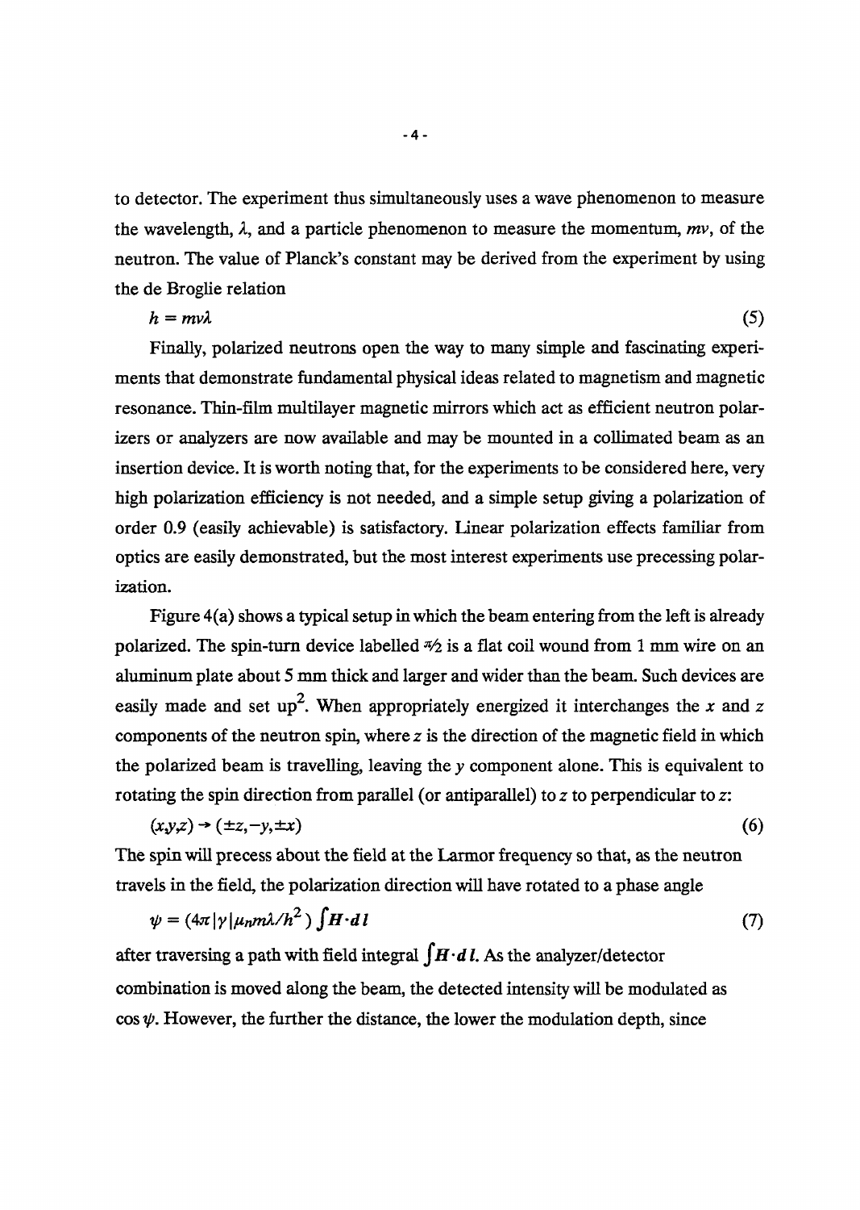to detector. The experiment thus simultaneously uses a wave phenomenon to measure the wavelength, $\lambda$, and a particle phenomenon to measure the momentum, $mv$, of the neutron. The value of Planck's constant may be derived from the experiment by using the de Broglie relation

$$h = mv\lambda \tag{5}$$

Finally, polarized neutrons open the way to many simple and fascinating experiments that demonstrate fundamental physical ideas related to magnetism and magnetic resonance. Thin-film multilayer magnetic mirrors which act as efficient neutron polarizers or analyzers are now available and may be mounted in a collimated beam as an insertion device. It is worth noting that, for the experiments to be considered here, very high polarization efficiency is not needed, and a simple setup giving a polarization of order 0.9 (easily achievable) is satisfactory. Linear polarization effects familiar from optics are easily demonstrated, but the most interest experiments use precessing polarization.

Figure 4(a) shows a typical setup in which the beam entering from the left is already polarized. The spin-turn device labelled $\pi/2$ is a flat coil wound from 1 mm wire on an aluminum plate about 5 mm thick and larger and wider than the beam. Such devices are easily made and set up[2]. When appropriately energized it interchanges the $x$ and $z$ components of the neutron spin, where $z$ is the direction of the magnetic field in which the polarized beam is travelling, leaving the $y$ component alone. This is equivalent to rotating the spin direction from parallel (or antiparallel) to $z$ to perpendicular to $z$:

$$(x,y,z) \rightarrow (\pm z, -y, \pm x) \tag{6}$$

The spin will precess about the field at the Larmor frequency so that, as the neutron travels in the field, the polarization direction will have rotated to a phase angle

$$\psi = (4\pi|\gamma|\mu_n m\lambda/h^2)\int \boldsymbol{H}\cdot d\boldsymbol{l} \tag{7}$$

after traversing a path with field integral $\int \boldsymbol{H}\cdot d\boldsymbol{l}$. As the analyzer/detector combination is moved along the beam, the detected intensity will be modulated as $\cos\psi$. However, the further the distance, the lower the modulation depth, since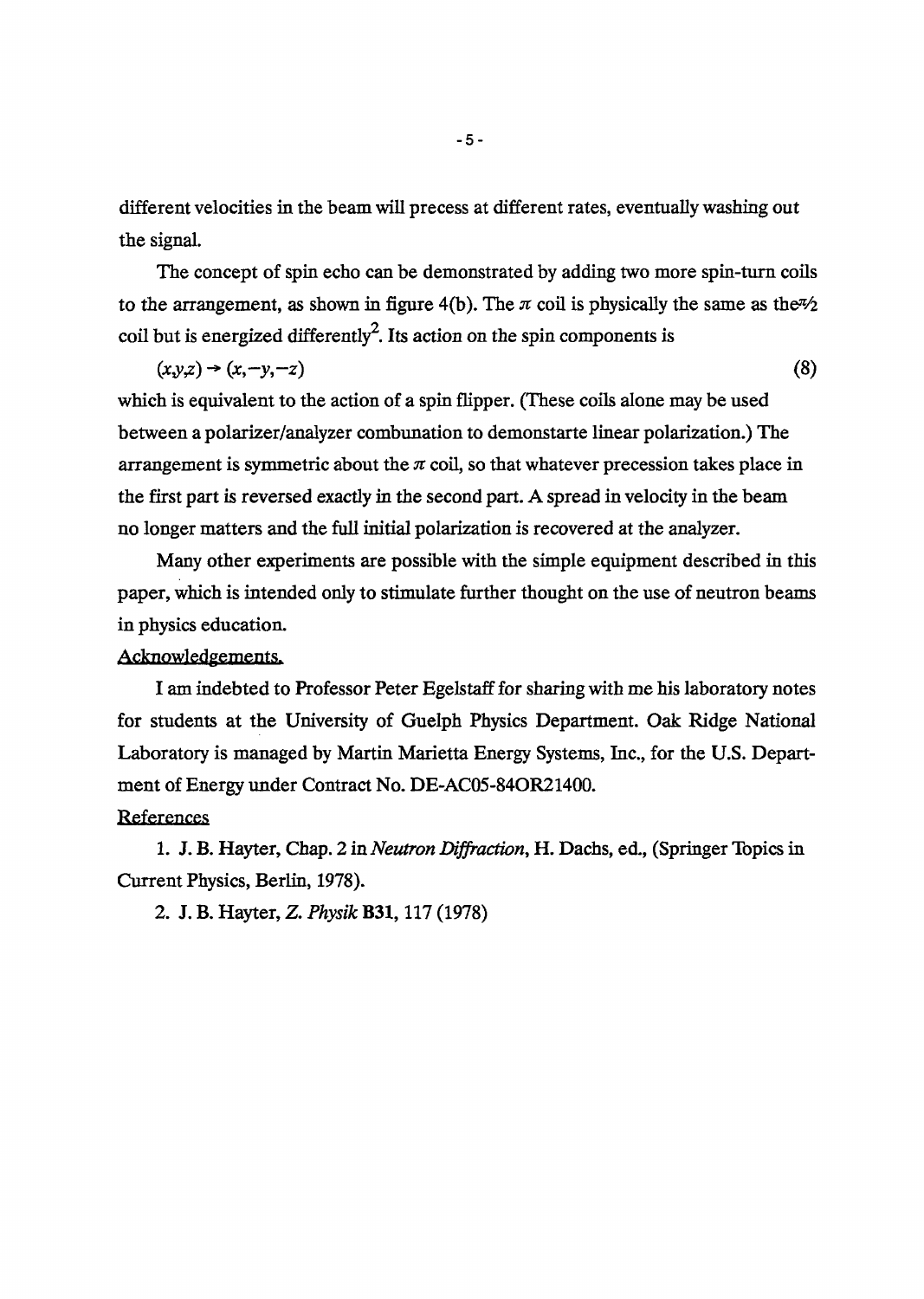different velocities in the beam will precess at different rates, eventually washing out the signal.

The concept of spin echo can be demonstrated by adding two more spin-turn coils to the arrangement, as shown in figure 4(b). The $\pi$ coil is physically the same as the $\pi/2$ coil but is energized differently[2]. Its action on the spin components is

$$(x,y,z) \rightarrow (x,-y,-z) \tag{8}$$

which is equivalent to the action of a spin flipper. (These coils alone may be used between a polarizer/analyzer combunation to demonstarte linear polarization.) The arrangement is symmetric about the $\pi$ coil, so that whatever precession takes place in the first part is reversed exactly in the second part. A spread in velocity in the beam no longer matters and the full initial polarization is recovered at the analyzer.

Many other experiments are possible with the simple equipment described in this paper, which is intended only to stimulate further thought on the use of neutron beams in physics education.

## Acknowledgements.

I am indebted to Professor Peter Egelstaff for sharing with me his laboratory notes for students at the University of Guelph Physics Department. Oak Ridge National Laboratory is managed by Martin Marietta Energy Systems, Inc., for the U.S. Department of Energy under Contract No. DE-AC05-84OR21400.

## References

1. J. B. Hayter, Chap. 2 in *Neutron Diffraction*, H. Dachs, ed., (Springer Topics in Current Physics, Berlin, 1978).

2. J. B. Hayter, *Z. Physik* **B31**, 117 (1978)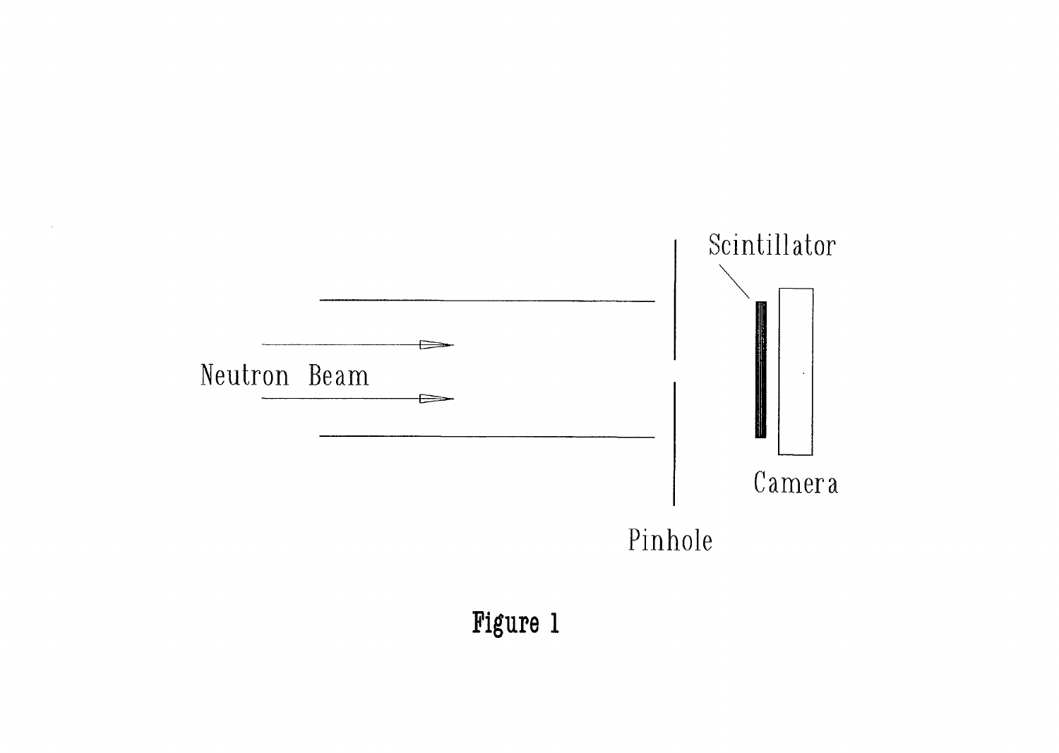Figure 1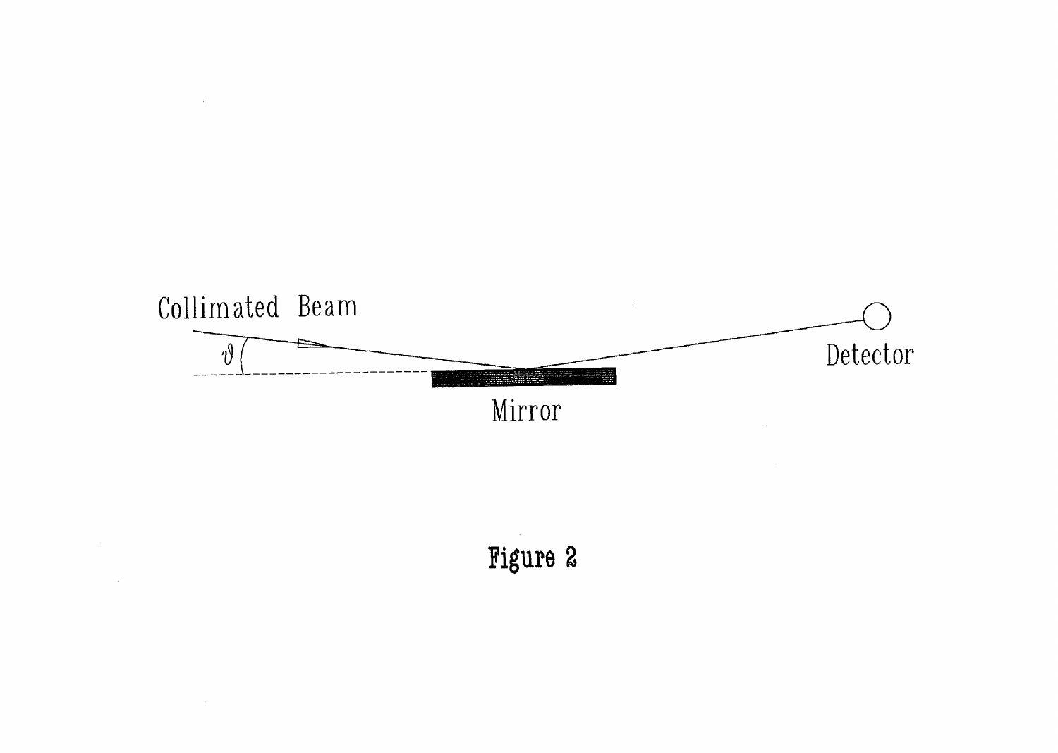Collimated Beam

$\vartheta$

Detector

Mirror

**Figure 2**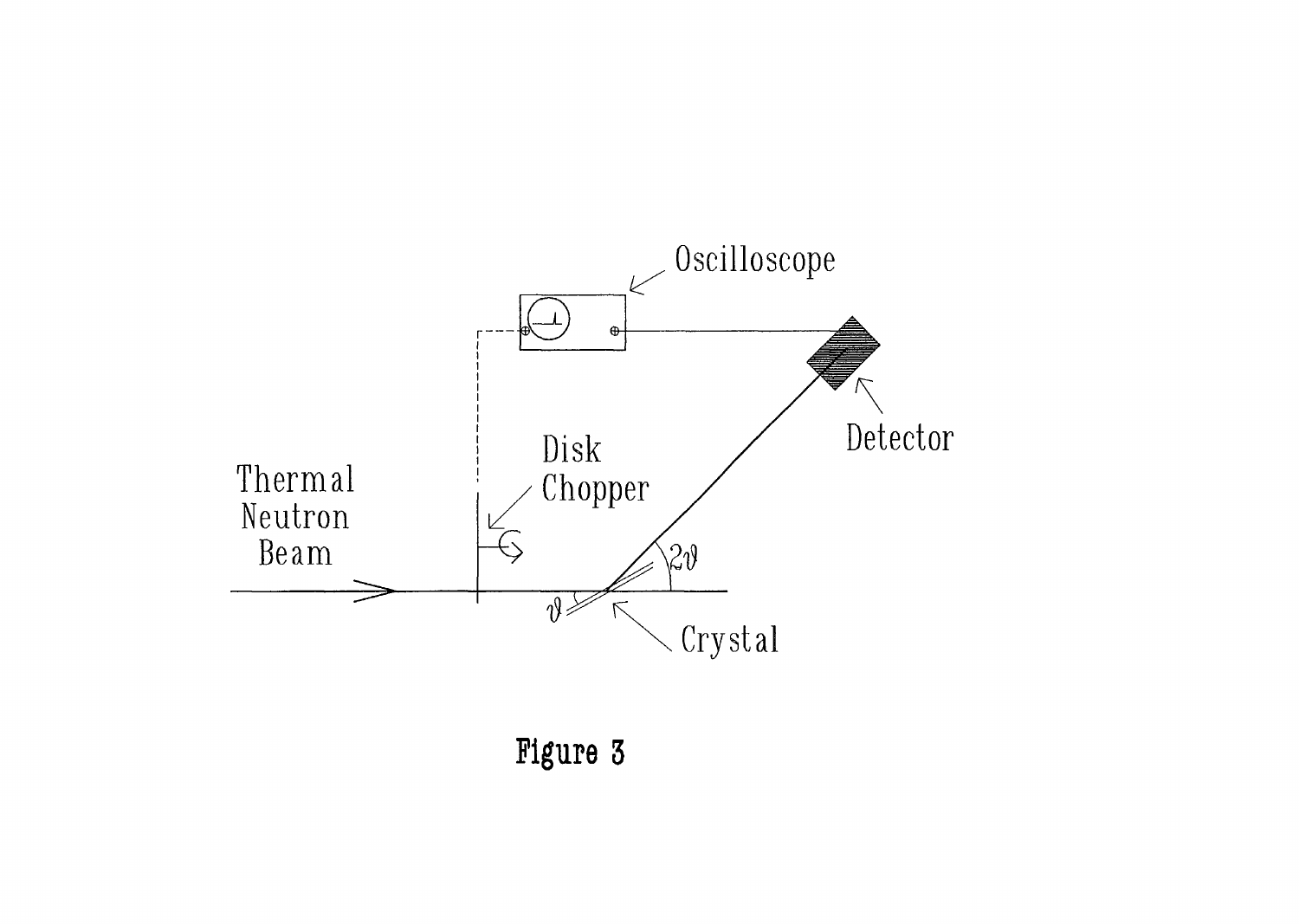Figure 3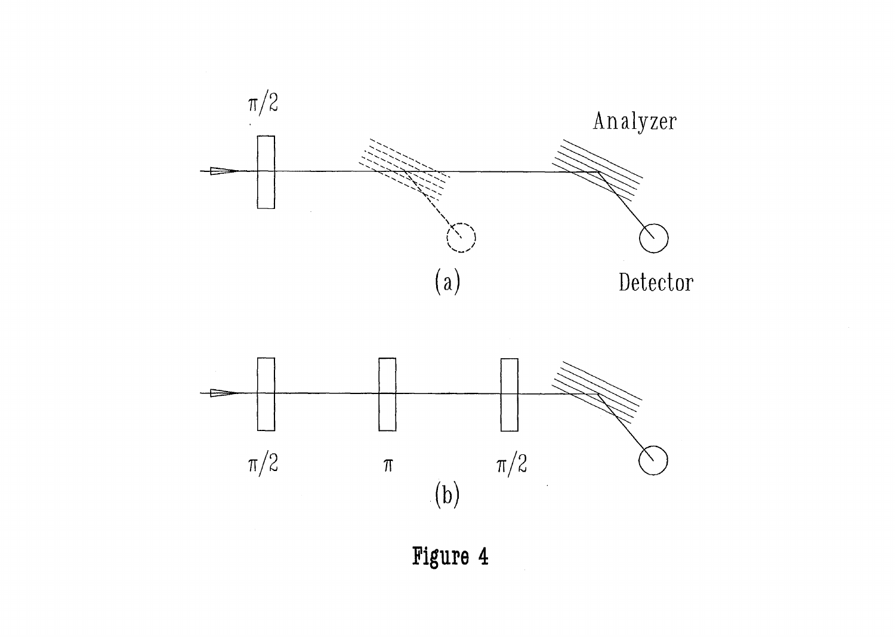$\pi/2$

Analyzer

(a)

Detector

$\pi/2$

$\pi$

$\pi/2$

(b)

**Figure 4**